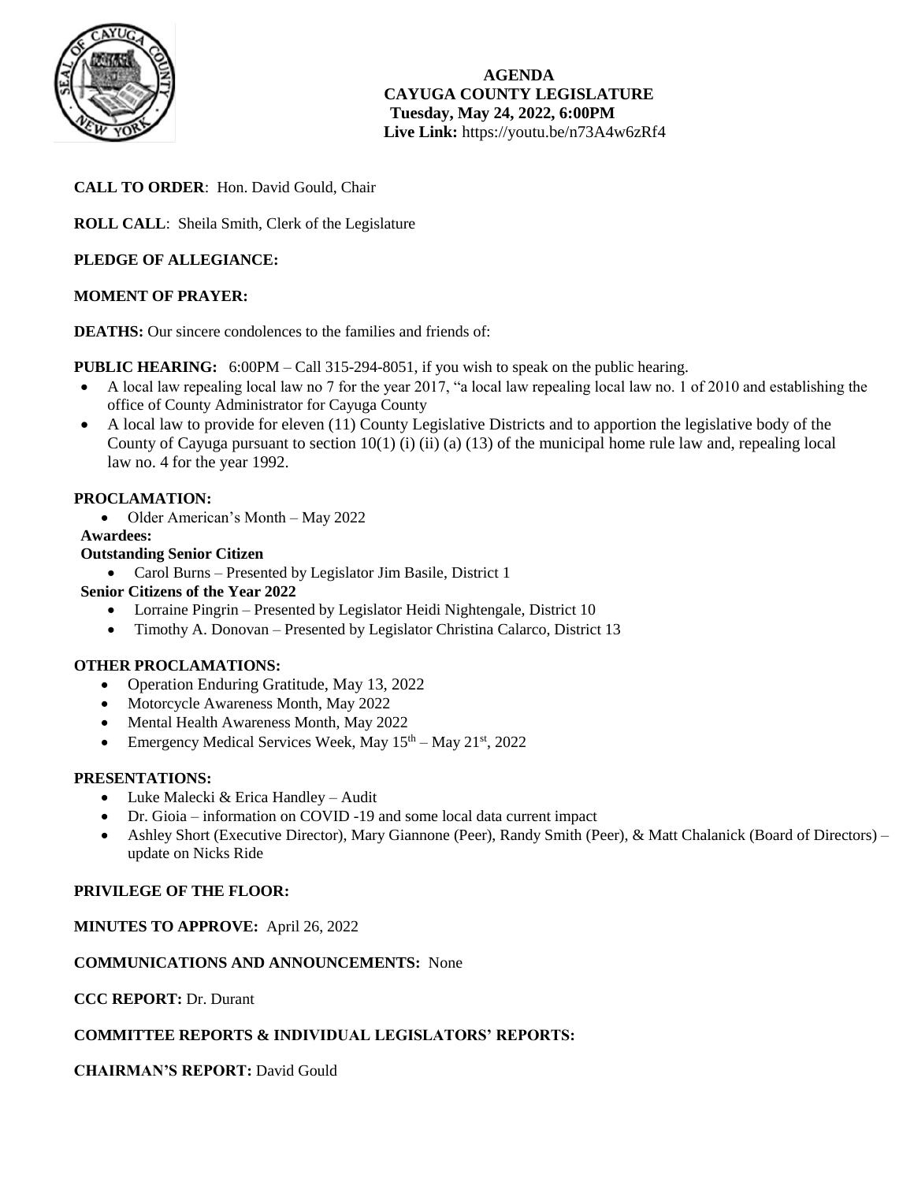# AGENDA
## CAYUGA COUNTY LEGISLATURE
**Tuesday, May 24, 2022, 6:00PM**
**Live Link:** https://youtu.be/n73A4w6zRf4

**CALL TO ORDER**: Hon. David Gould, Chair

**ROLL CALL**: Sheila Smith, Clerk of the Legislature

**PLEDGE OF ALLEGIANCE:**

**MOMENT OF PRAYER:**

**DEATHS:** Our sincere condolences to the families and friends of:

**PUBLIC HEARING:** 6:00PM – Call 315-294-8051, if you wish to speak on the public hearing.

- A local law repealing local law no 7 for the year 2017, "a local law repealing local law no. 1 of 2010 and establishing the office of County Administrator for Cayuga County
- A local law to provide for eleven (11) County Legislative Districts and to apportion the legislative body of the County of Cayuga pursuant to section 10(1) (i) (ii) (a) (13) of the municipal home rule law and, repealing local law no. 4 for the year 1992.

**PROCLAMATION:**

- Older American's Month – May 2022

**Awardees:**

**Outstanding Senior Citizen**

- Carol Burns – Presented by Legislator Jim Basile, District 1

**Senior Citizens of the Year 2022**

- Lorraine Pingrin – Presented by Legislator Heidi Nightengale, District 10
- Timothy A. Donovan – Presented by Legislator Christina Calarco, District 13

**OTHER PROCLAMATIONS:**

- Operation Enduring Gratitude, May 13, 2022
- Motorcycle Awareness Month, May 2022
- Mental Health Awareness Month, May 2022
- Emergency Medical Services Week, May 15th – May 21st, 2022

**PRESENTATIONS:**

- Luke Malecki & Erica Handley – Audit
- Dr. Gioia – information on COVID -19 and some local data current impact
- Ashley Short (Executive Director), Mary Giannone (Peer), Randy Smith (Peer), & Matt Chalanick (Board of Directors) – update on Nicks Ride

**PRIVILEGE OF THE FLOOR:**

**MINUTES TO APPROVE:** April 26, 2022

**COMMUNICATIONS AND ANNOUNCEMENTS:** None

**CCC REPORT:** Dr. Durant

**COMMITTEE REPORTS & INDIVIDUAL LEGISLATORS' REPORTS:**

**CHAIRMAN'S REPORT:** David Gould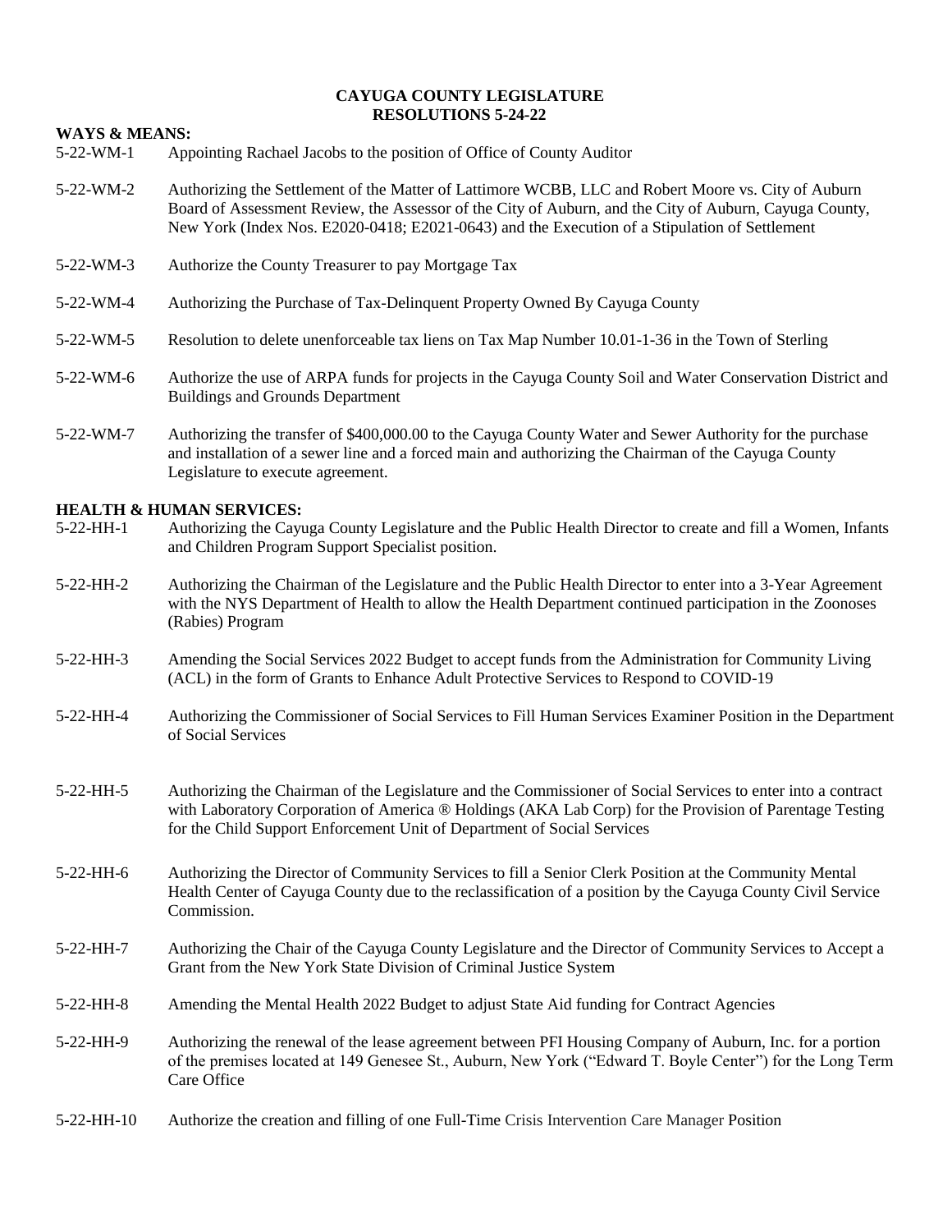**CAYUGA COUNTY LEGISLATURE**
**RESOLUTIONS 5-24-22**

**WAYS & MEANS:**

5-22-WM-1 Appointing Rachael Jacobs to the position of Office of County Auditor

5-22-WM-2 Authorizing the Settlement of the Matter of Lattimore WCBB, LLC and Robert Moore vs. City of Auburn Board of Assessment Review, the Assessor of the City of Auburn, and the City of Auburn, Cayuga County, New York (Index Nos. E2020-0418; E2021-0643) and the Execution of a Stipulation of Settlement

5-22-WM-3 Authorize the County Treasurer to pay Mortgage Tax

5-22-WM-4 Authorizing the Purchase of Tax-Delinquent Property Owned By Cayuga County

5-22-WM-5 Resolution to delete unenforceable tax liens on Tax Map Number 10.01-1-36 in the Town of Sterling

5-22-WM-6 Authorize the use of ARPA funds for projects in the Cayuga County Soil and Water Conservation District and Buildings and Grounds Department

5-22-WM-7 Authorizing the transfer of $400,000.00 to the Cayuga County Water and Sewer Authority for the purchase and installation of a sewer line and a forced main and authorizing the Chairman of the Cayuga County Legislature to execute agreement.

**HEALTH & HUMAN SERVICES:**

5-22-HH-1 Authorizing the Cayuga County Legislature and the Public Health Director to create and fill a Women, Infants and Children Program Support Specialist position.

5-22-HH-2 Authorizing the Chairman of the Legislature and the Public Health Director to enter into a 3-Year Agreement with the NYS Department of Health to allow the Health Department continued participation in the Zoonoses (Rabies) Program

5-22-HH-3 Amending the Social Services 2022 Budget to accept funds from the Administration for Community Living (ACL) in the form of Grants to Enhance Adult Protective Services to Respond to COVID-19

5-22-HH-4 Authorizing the Commissioner of Social Services to Fill Human Services Examiner Position in the Department of Social Services

5-22-HH-5 Authorizing the Chairman of the Legislature and the Commissioner of Social Services to enter into a contract with Laboratory Corporation of America ® Holdings (AKA Lab Corp) for the Provision of Parentage Testing for the Child Support Enforcement Unit of Department of Social Services

5-22-HH-6 Authorizing the Director of Community Services to fill a Senior Clerk Position at the Community Mental Health Center of Cayuga County due to the reclassification of a position by the Cayuga County Civil Service Commission.

5-22-HH-7 Authorizing the Chair of the Cayuga County Legislature and the Director of Community Services to Accept a Grant from the New York State Division of Criminal Justice System

5-22-HH-8 Amending the Mental Health 2022 Budget to adjust State Aid funding for Contract Agencies

5-22-HH-9 Authorizing the renewal of the lease agreement between PFI Housing Company of Auburn, Inc. for a portion of the premises located at 149 Genesee St., Auburn, New York ("Edward T. Boyle Center") for the Long Term Care Office

5-22-HH-10 Authorize the creation and filling of one Full-Time Crisis Intervention Care Manager Position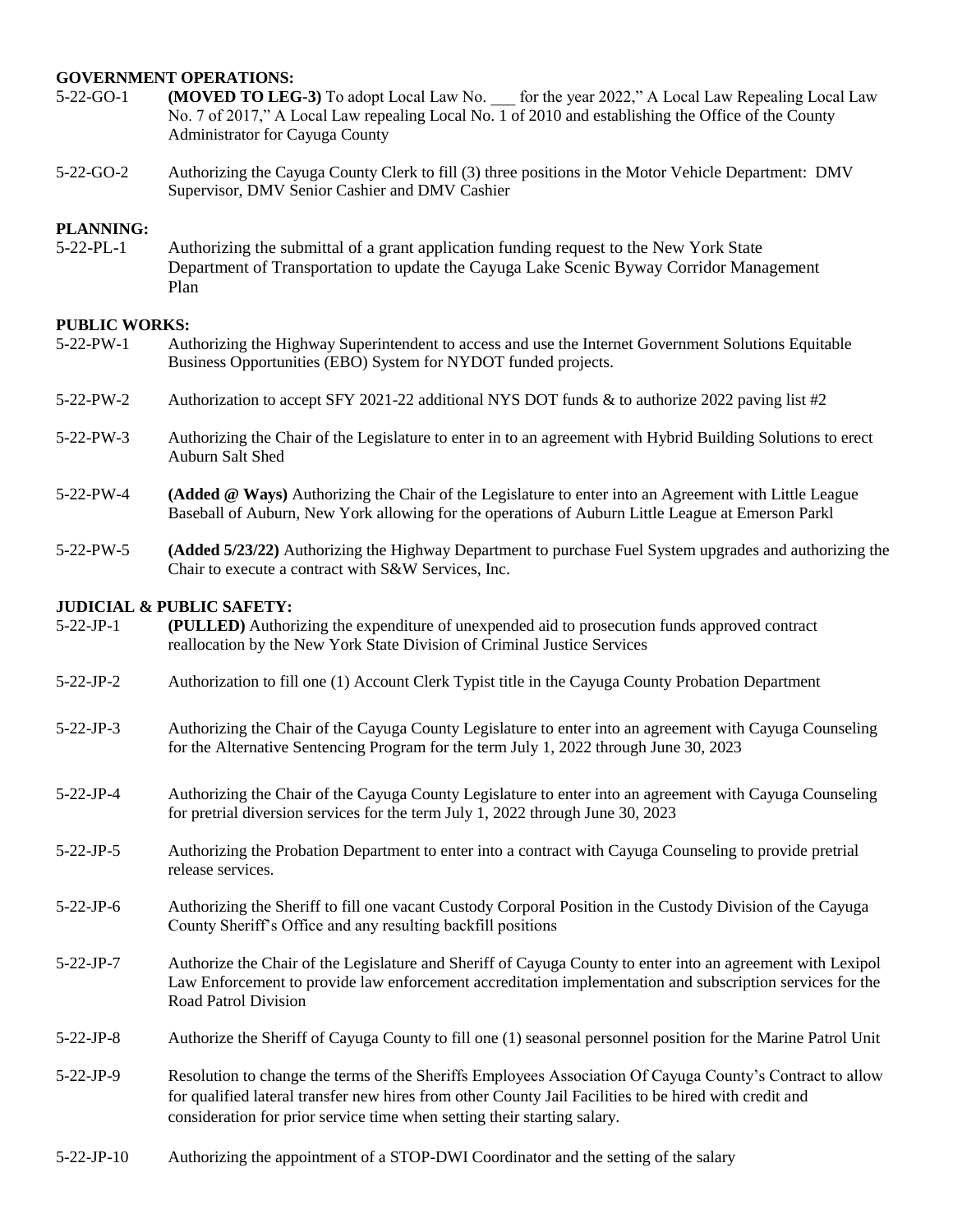**GOVERNMENT OPERATIONS:**

5-22-GO-1 **(MOVED TO LEG-3)** To adopt Local Law No. ___ for the year 2022," A Local Law Repealing Local Law No. 7 of 2017," A Local Law repealing Local No. 1 of 2010 and establishing the Office of the County Administrator for Cayuga County

5-22-GO-2 Authorizing the Cayuga County Clerk to fill (3) three positions in the Motor Vehicle Department: DMV Supervisor, DMV Senior Cashier and DMV Cashier

**PLANNING:**

5-22-PL-1 Authorizing the submittal of a grant application funding request to the New York State Department of Transportation to update the Cayuga Lake Scenic Byway Corridor Management Plan

**PUBLIC WORKS:**

5-22-PW-1 Authorizing the Highway Superintendent to access and use the Internet Government Solutions Equitable Business Opportunities (EBO) System for NYDOT funded projects.

5-22-PW-2 Authorization to accept SFY 2021-22 additional NYS DOT funds & to authorize 2022 paving list #2

5-22-PW-3 Authorizing the Chair of the Legislature to enter in to an agreement with Hybrid Building Solutions to erect Auburn Salt Shed

5-22-PW-4 **(Added @ Ways)** Authorizing the Chair of the Legislature to enter into an Agreement with Little League Baseball of Auburn, New York allowing for the operations of Auburn Little League at Emerson Parkl

5-22-PW-5 **(Added 5/23/22)** Authorizing the Highway Department to purchase Fuel System upgrades and authorizing the Chair to execute a contract with S&W Services, Inc.

**JUDICIAL & PUBLIC SAFETY:**

5-22-JP-1 **(PULLED)** Authorizing the expenditure of unexpended aid to prosecution funds approved contract reallocation by the New York State Division of Criminal Justice Services

5-22-JP-2 Authorization to fill one (1) Account Clerk Typist title in the Cayuga County Probation Department

5-22-JP-3 Authorizing the Chair of the Cayuga County Legislature to enter into an agreement with Cayuga Counseling for the Alternative Sentencing Program for the term July 1, 2022 through June 30, 2023

5-22-JP-4 Authorizing the Chair of the Cayuga County Legislature to enter into an agreement with Cayuga Counseling for pretrial diversion services for the term July 1, 2022 through June 30, 2023

5-22-JP-5 Authorizing the Probation Department to enter into a contract with Cayuga Counseling to provide pretrial release services.

5-22-JP-6 Authorizing the Sheriff to fill one vacant Custody Corporal Position in the Custody Division of the Cayuga County Sheriff's Office and any resulting backfill positions

5-22-JP-7 Authorize the Chair of the Legislature and Sheriff of Cayuga County to enter into an agreement with Lexipol Law Enforcement to provide law enforcement accreditation implementation and subscription services for the Road Patrol Division

5-22-JP-8 Authorize the Sheriff of Cayuga County to fill one (1) seasonal personnel position for the Marine Patrol Unit

5-22-JP-9 Resolution to change the terms of the Sheriffs Employees Association Of Cayuga County's Contract to allow for qualified lateral transfer new hires from other County Jail Facilities to be hired with credit and consideration for prior service time when setting their starting salary.

5-22-JP-10 Authorizing the appointment of a STOP-DWI Coordinator and the setting of the salary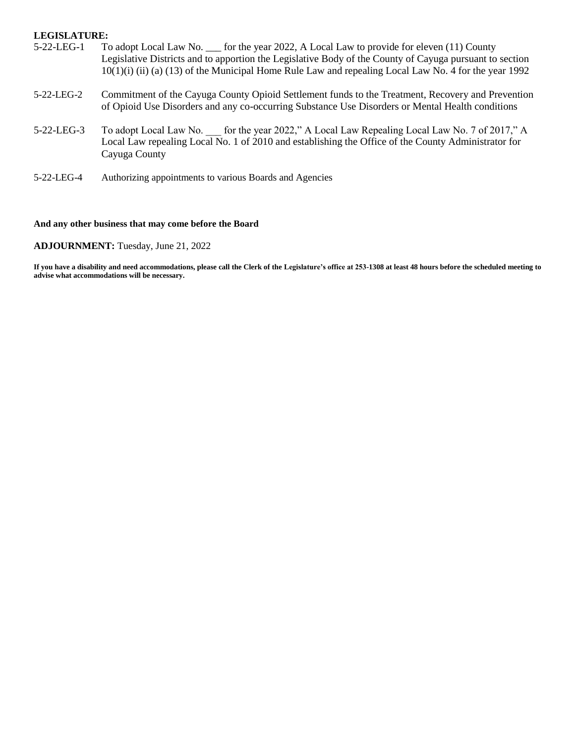**LEGISLATURE:**

5-22-LEG-1 To adopt Local Law No. ___ for the year 2022, A Local Law to provide for eleven (11) County Legislative Districts and to apportion the Legislative Body of the County of Cayuga pursuant to section 10(1)(i) (ii) (a) (13) of the Municipal Home Rule Law and repealing Local Law No. 4 for the year 1992

5-22-LEG-2 Commitment of the Cayuga County Opioid Settlement funds to the Treatment, Recovery and Prevention of Opioid Use Disorders and any co-occurring Substance Use Disorders or Mental Health conditions

5-22-LEG-3 To adopt Local Law No. ___ for the year 2022," A Local Law Repealing Local Law No. 7 of 2017," A Local Law repealing Local No. 1 of 2010 and establishing the Office of the County Administrator for Cayuga County

5-22-LEG-4 Authorizing appointments to various Boards and Agencies

**And any other business that may come before the Board**

**ADJOURNMENT:** Tuesday, June 21, 2022

**If you have a disability and need accommodations, please call the Clerk of the Legislature's office at 253-1308 at least 48 hours before the scheduled meeting to advise what accommodations will be necessary.**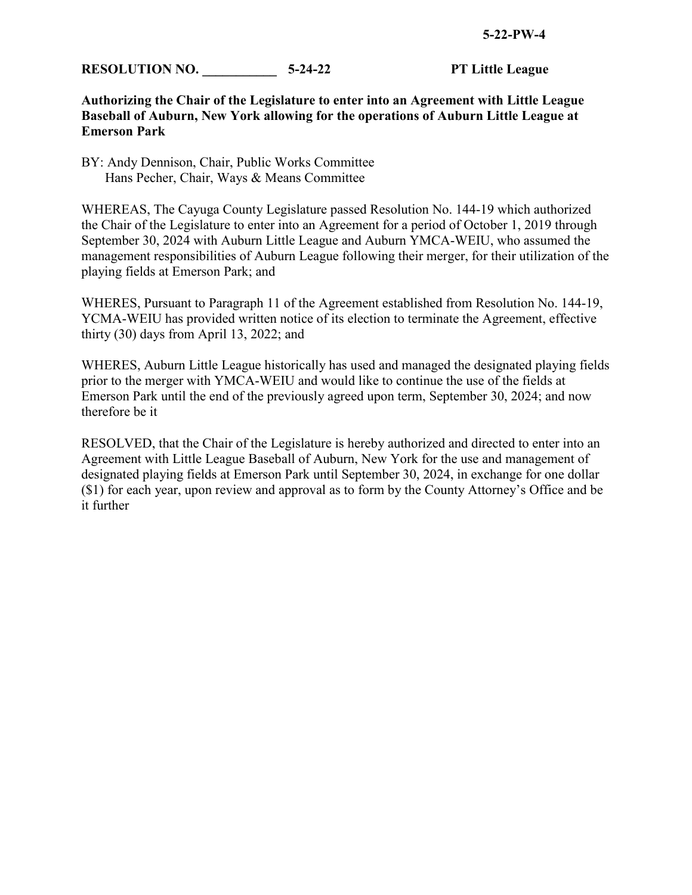5-22-PW-4

**RESOLUTION NO. ___________ 5-24-22 PT Little League**

**Authorizing the Chair of the Legislature to enter into an Agreement with Little League Baseball of Auburn, New York allowing for the operations of Auburn Little League at Emerson Park**

BY: Andy Dennison, Chair, Public Works Committee
Hans Pecher, Chair, Ways & Means Committee

WHEREAS, The Cayuga County Legislature passed Resolution No. 144-19 which authorized the Chair of the Legislature to enter into an Agreement for a period of October 1, 2019 through September 30, 2024 with Auburn Little League and Auburn YMCA-WEIU, who assumed the management responsibilities of Auburn League following their merger, for their utilization of the playing fields at Emerson Park; and

WHERES, Pursuant to Paragraph 11 of the Agreement established from Resolution No. 144-19, YCMA-WEIU has provided written notice of its election to terminate the Agreement, effective thirty (30) days from April 13, 2022; and

WHERES, Auburn Little League historically has used and managed the designated playing fields prior to the merger with YMCA-WEIU and would like to continue the use of the fields at Emerson Park until the end of the previously agreed upon term, September 30, 2024; and now therefore be it

RESOLVED, that the Chair of the Legislature is hereby authorized and directed to enter into an Agreement with Little League Baseball of Auburn, New York for the use and management of designated playing fields at Emerson Park until September 30, 2024, in exchange for one dollar ($1) for each year, upon review and approval as to form by the County Attorney's Office and be it further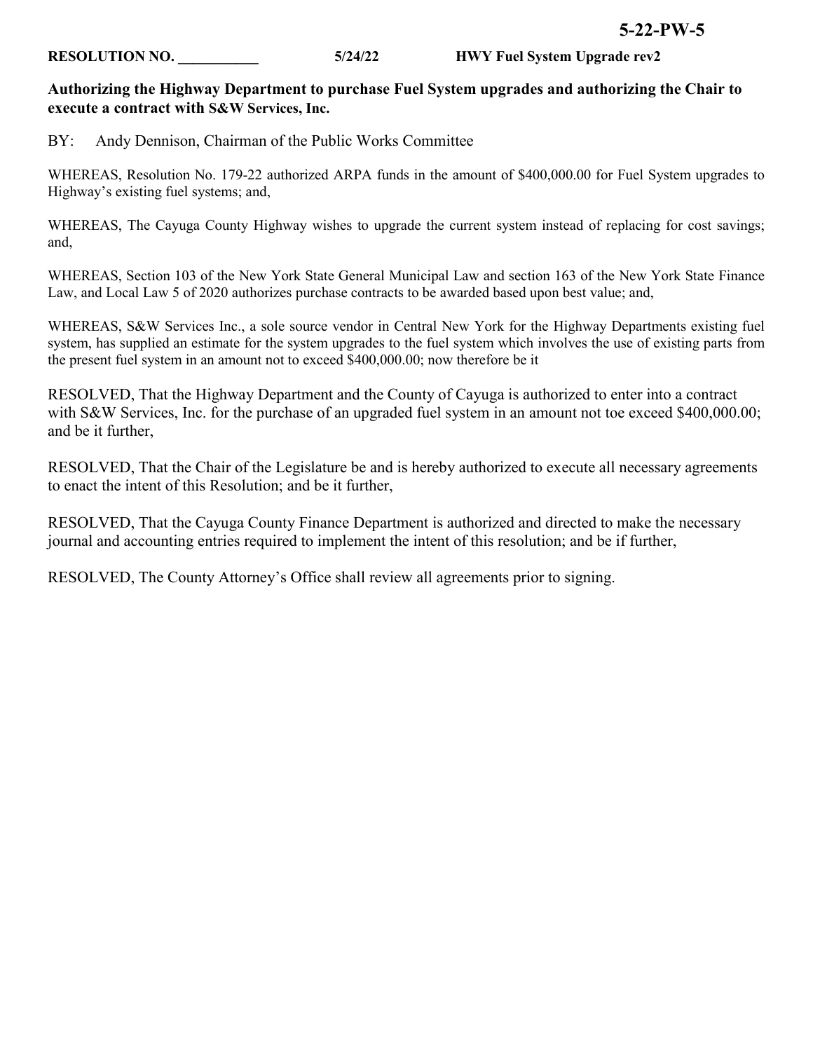**5-22-PW-5**

**RESOLUTION NO. \_\_\_\_\_\_\_\_\_\_\_ 5/24/22 HWY Fuel System Upgrade rev2**

**Authorizing the Highway Department to purchase Fuel System upgrades and authorizing the Chair to execute a contract with S&W Services, Inc.**

BY: Andy Dennison, Chairman of the Public Works Committee

WHEREAS, Resolution No. 179-22 authorized ARPA funds in the amount of $400,000.00 for Fuel System upgrades to Highway's existing fuel systems; and,

WHEREAS, The Cayuga County Highway wishes to upgrade the current system instead of replacing for cost savings; and,

WHEREAS, Section 103 of the New York State General Municipal Law and section 163 of the New York State Finance Law, and Local Law 5 of 2020 authorizes purchase contracts to be awarded based upon best value; and,

WHEREAS, S&W Services Inc., a sole source vendor in Central New York for the Highway Departments existing fuel system, has supplied an estimate for the system upgrades to the fuel system which involves the use of existing parts from the present fuel system in an amount not to exceed $400,000.00; now therefore be it

RESOLVED, That the Highway Department and the County of Cayuga is authorized to enter into a contract with S&W Services, Inc. for the purchase of an upgraded fuel system in an amount not toe exceed $400,000.00; and be it further,

RESOLVED, That the Chair of the Legislature be and is hereby authorized to execute all necessary agreements to enact the intent of this Resolution; and be it further,

RESOLVED, That the Cayuga County Finance Department is authorized and directed to make the necessary journal and accounting entries required to implement the intent of this resolution; and be if further,

RESOLVED, The County Attorney's Office shall review all agreements prior to signing.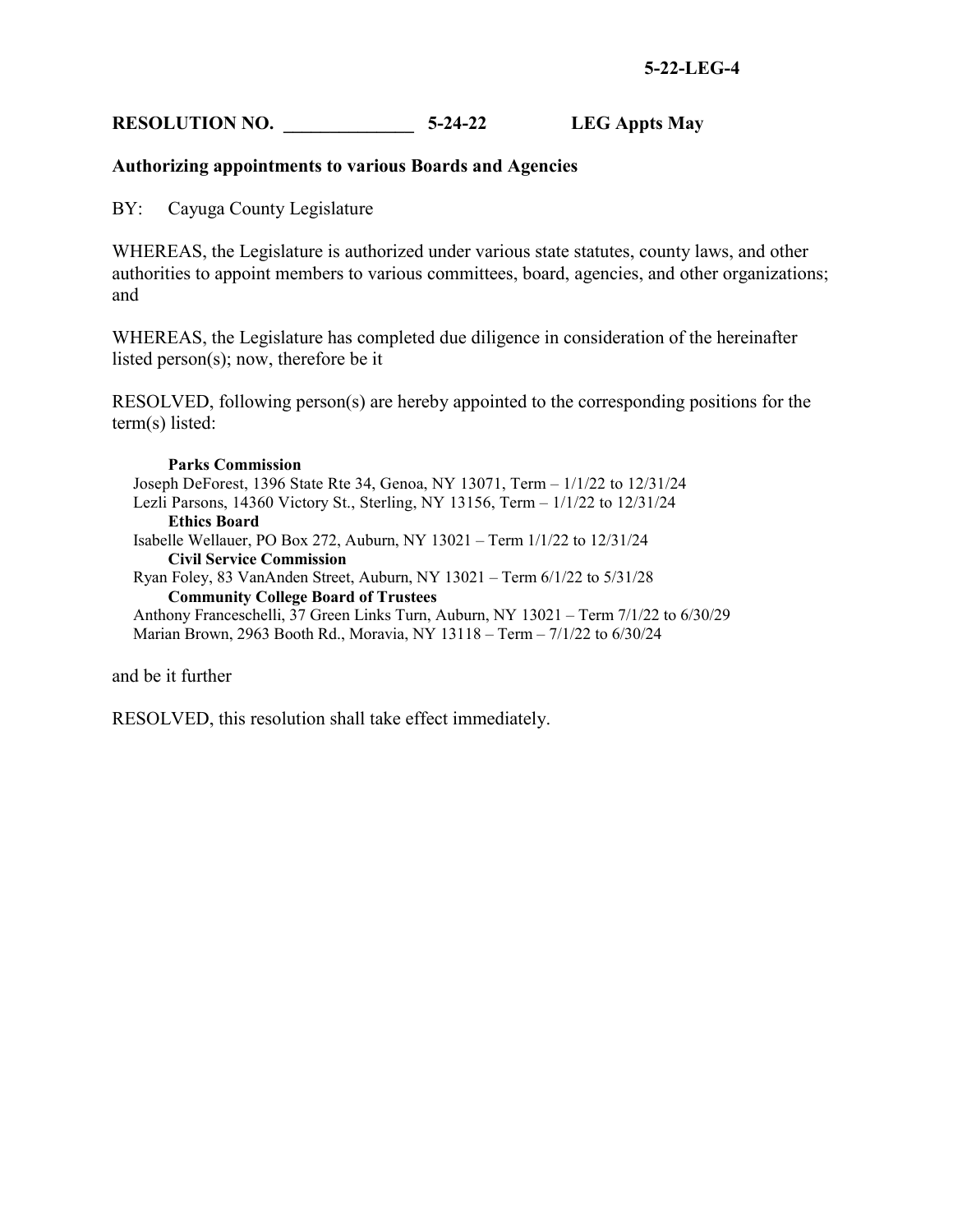**5-22-LEG-4**

**RESOLUTION NO. ______________ 5-24-22 LEG Appts May**

**Authorizing appointments to various Boards and Agencies**

BY: Cayuga County Legislature

WHEREAS, the Legislature is authorized under various state statutes, county laws, and other authorities to appoint members to various committees, board, agencies, and other organizations; and

WHEREAS, the Legislature has completed due diligence in consideration of the hereinafter listed person(s); now, therefore be it

RESOLVED, following person(s) are hereby appointed to the corresponding positions for the term(s) listed:

**Parks Commission**
Joseph DeForest, 1396 State Rte 34, Genoa, NY 13071, Term – 1/1/22 to 12/31/24
Lezli Parsons, 14360 Victory St., Sterling, NY 13156, Term – 1/1/22 to 12/31/24
**Ethics Board**
Isabelle Wellauer, PO Box 272, Auburn, NY 13021 – Term 1/1/22 to 12/31/24
**Civil Service Commission**
Ryan Foley, 83 VanAnden Street, Auburn, NY 13021 – Term 6/1/22 to 5/31/28
**Community College Board of Trustees**
Anthony Franceschelli, 37 Green Links Turn, Auburn, NY 13021 – Term 7/1/22 to 6/30/29
Marian Brown, 2963 Booth Rd., Moravia, NY 13118 – Term – 7/1/22 to 6/30/24

and be it further

RESOLVED, this resolution shall take effect immediately.